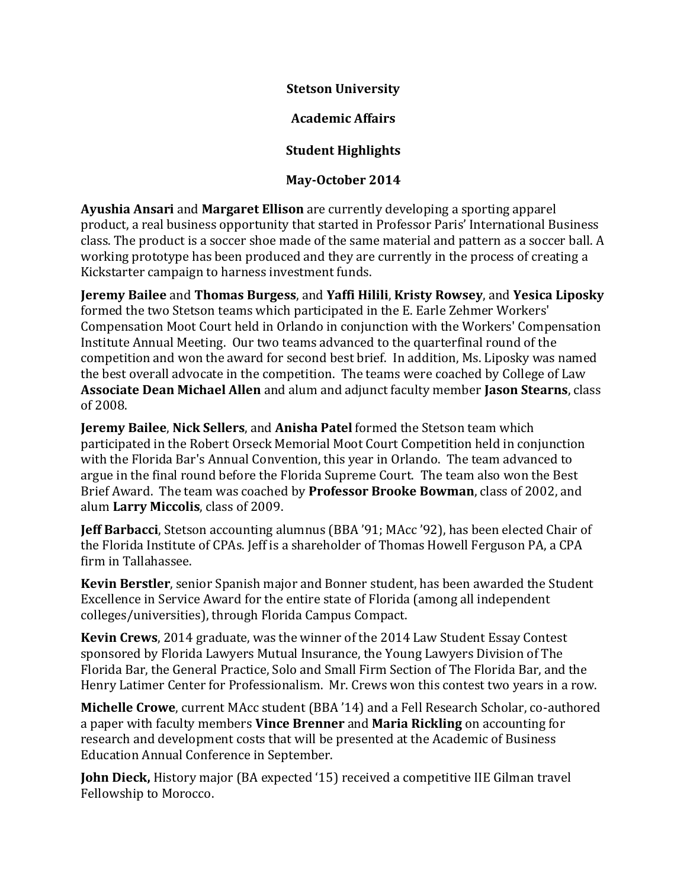**Stetson University**

**Academic Affairs**

**Student Highlights**

**May-October 2014**

**Ayushia Ansari** and **Margaret Ellison** are currently developing a sporting apparel product, a real business opportunity that started in Professor Paris' International Business class. The product is a soccer shoe made of the same material and pattern as a soccer ball. A working prototype has been produced and they are currently in the process of creating a Kickstarter campaign to harness investment funds.

**Jeremy Bailee** and **Thomas Burgess**, and **Yaffi Hilili**, **Kristy Rowsey**, and **Yesica Liposky** formed the two Stetson teams which participated in the E. Earle Zehmer Workers' Compensation Moot Court held in Orlando in conjunction with the Workers' Compensation Institute Annual Meeting. Our two teams advanced to the quarterfinal round of the competition and won the award for second best brief. In addition, Ms. Liposky was named the best overall advocate in the competition. The teams were coached by College of Law **Associate Dean Michael Allen** and alum and adjunct faculty member **Jason Stearns**, class of 2008.

**Jeremy Bailee**, **Nick Sellers**, and **Anisha Patel** formed the Stetson team which participated in the Robert Orseck Memorial Moot Court Competition held in conjunction with the Florida Bar's Annual Convention, this year in Orlando. The team advanced to argue in the final round before the Florida Supreme Court. The team also won the Best Brief Award. The team was coached by **Professor Brooke Bowman**, class of 2002, and alum **Larry Miccolis**, class of 2009.

**Jeff Barbacci**, Stetson accounting alumnus (BBA '91; MAcc '92), has been elected Chair of the Florida Institute of CPAs. Jeff is a shareholder of Thomas Howell Ferguson PA, a CPA firm in Tallahassee.

**Kevin Berstler**, senior Spanish major and Bonner student, has been awarded the Student Excellence in Service Award for the entire state of Florida (among all independent colleges/universities), through Florida Campus Compact.

**Kevin Crews**, 2014 graduate, was the winner of the 2014 Law Student Essay Contest sponsored by Florida Lawyers Mutual Insurance, the Young Lawyers Division of The Florida Bar, the General Practice, Solo and Small Firm Section of The Florida Bar, and the Henry Latimer Center for Professionalism. Mr. Crews won this contest two years in a row.

**Michelle Crowe**, current MAcc student (BBA '14) and a Fell Research Scholar, co-authored a paper with faculty members **Vince Brenner** and **Maria Rickling** on accounting for research and development costs that will be presented at the Academic of Business Education Annual Conference in September.

**John Dieck,** History major (BA expected '15) received a competitive IIE Gilman travel Fellowship to Morocco.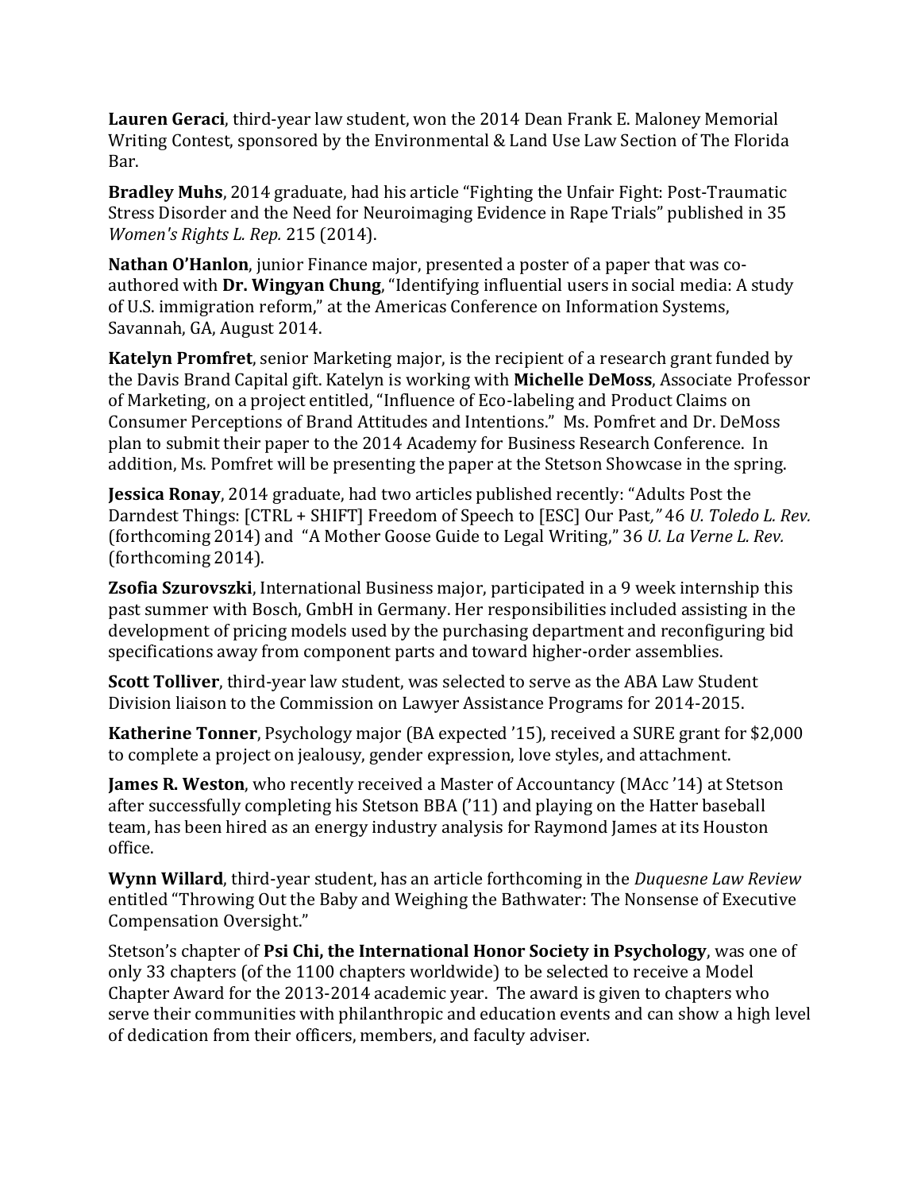**Lauren Geraci**, third-year law student, won the 2014 Dean Frank E. Maloney Memorial Writing Contest, sponsored by the Environmental & Land Use Law Section of The Florida Bar.

**Bradley Muhs**, 2014 graduate, had his article "Fighting the Unfair Fight: Post-Traumatic Stress Disorder and the Need for Neuroimaging Evidence in Rape Trials" published in 35 *Women's Rights L. Rep.* 215 (2014).

**Nathan O'Hanlon**, junior Finance major, presented a poster of a paper that was co-authored with **Dr. Wingyan Chung**, "Identifying influential users in social media: A study of U.S. immigration reform," at the Americas Conference on Information Systems, Savannah, GA, August 2014.

**Katelyn Promfret**, senior Marketing major, is the recipient of a research grant funded by the Davis Brand Capital gift. Katelyn is working with **Michelle DeMoss**, Associate Professor of Marketing, on a project entitled, "Influence of Eco-labeling and Product Claims on Consumer Perceptions of Brand Attitudes and Intentions." Ms. Pomfret and Dr. DeMoss plan to submit their paper to the 2014 Academy for Business Research Conference. In addition, Ms. Pomfret will be presenting the paper at the Stetson Showcase in the spring.

**Jessica Ronay**, 2014 graduate, had two articles published recently: "Adults Post the Darndest Things: [CTRL + SHIFT] Freedom of Speech to [ESC] Our Past*,"* 46 *U. Toledo L. Rev.* (forthcoming 2014) and "A Mother Goose Guide to Legal Writing," 36 *U. La Verne L. Rev.* (forthcoming 2014).

**Zsofia Szurovszki**, International Business major, participated in a 9 week internship this past summer with Bosch, GmbH in Germany. Her responsibilities included assisting in the development of pricing models used by the purchasing department and reconfiguring bid specifications away from component parts and toward higher-order assemblies.

**Scott Tolliver**, third-year law student, was selected to serve as the ABA Law Student Division liaison to the Commission on Lawyer Assistance Programs for 2014-2015.

**Katherine Tonner**, Psychology major (BA expected '15), received a SURE grant for $2,000 to complete a project on jealousy, gender expression, love styles, and attachment.

**James R. Weston**, who recently received a Master of Accountancy (MAcc '14) at Stetson after successfully completing his Stetson BBA ('11) and playing on the Hatter baseball team, has been hired as an energy industry analysis for Raymond James at its Houston office.

**Wynn Willard**, third-year student, has an article forthcoming in the *Duquesne Law Review* entitled "Throwing Out the Baby and Weighing the Bathwater: The Nonsense of Executive Compensation Oversight."

Stetson's chapter of **Psi Chi, the International Honor Society in Psychology**, was one of only 33 chapters (of the 1100 chapters worldwide) to be selected to receive a Model Chapter Award for the 2013-2014 academic year. The award is given to chapters who serve their communities with philanthropic and education events and can show a high level of dedication from their officers, members, and faculty adviser.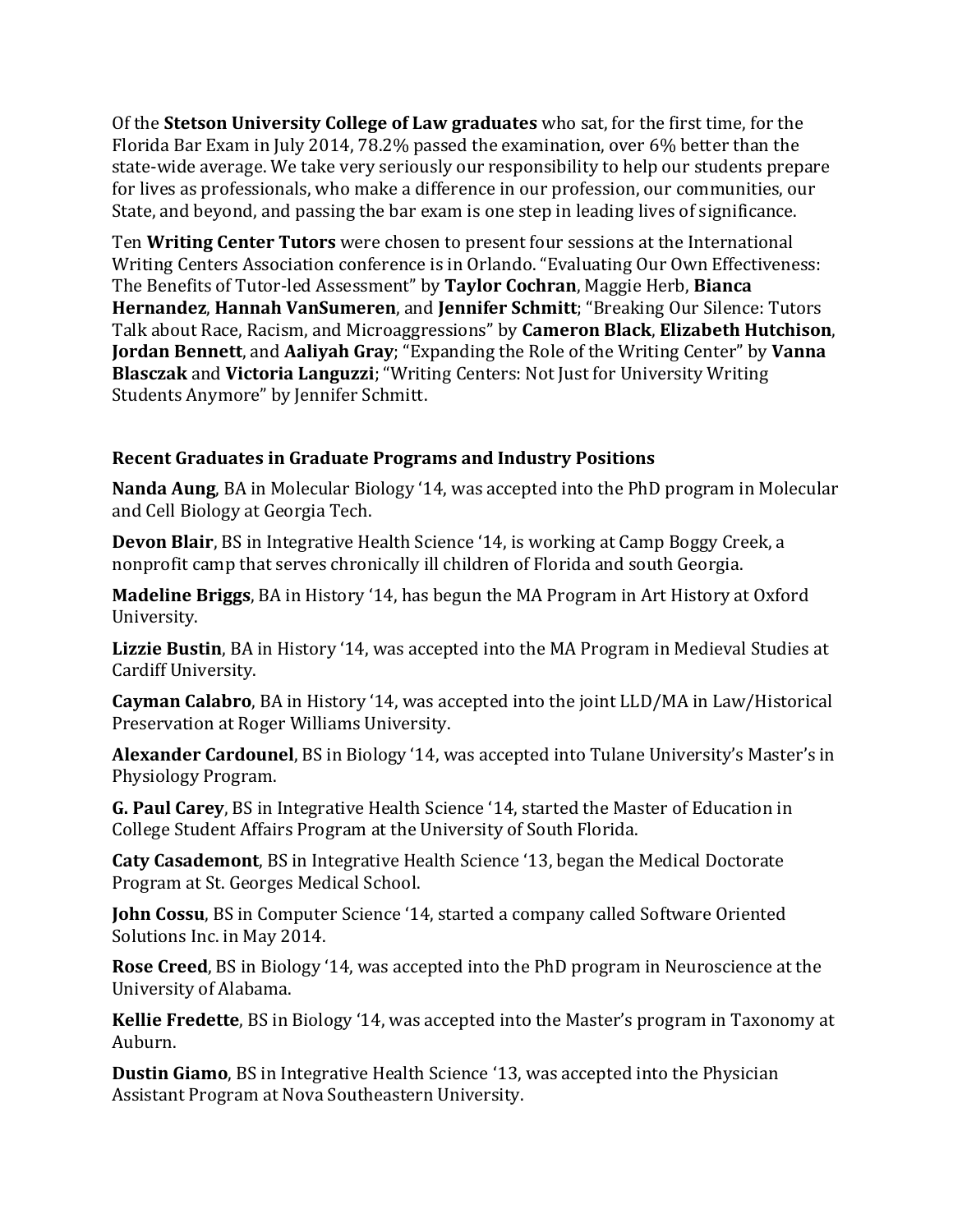Of the **Stetson University College of Law graduates** who sat, for the first time, for the Florida Bar Exam in July 2014, 78.2% passed the examination, over 6% better than the state-wide average. We take very seriously our responsibility to help our students prepare for lives as professionals, who make a difference in our profession, our communities, our State, and beyond, and passing the bar exam is one step in leading lives of significance.

Ten **Writing Center Tutors** were chosen to present four sessions at the International Writing Centers Association conference is in Orlando. "Evaluating Our Own Effectiveness: The Benefits of Tutor-led Assessment" by **Taylor Cochran**, Maggie Herb, **Bianca Hernandez**, **Hannah VanSumeren**, and **Jennifer Schmitt**; "Breaking Our Silence: Tutors Talk about Race, Racism, and Microaggressions" by **Cameron Black**, **Elizabeth Hutchison**, **Jordan Bennett**, and **Aaliyah Gray**; "Expanding the Role of the Writing Center" by **Vanna Blasczak** and **Victoria Languzzi**; "Writing Centers: Not Just for University Writing Students Anymore" by Jennifer Schmitt.

### Recent Graduates in Graduate Programs and Industry Positions

**Nanda Aung**, BA in Molecular Biology '14, was accepted into the PhD program in Molecular and Cell Biology at Georgia Tech.

**Devon Blair**, BS in Integrative Health Science '14, is working at Camp Boggy Creek, a nonprofit camp that serves chronically ill children of Florida and south Georgia.

**Madeline Briggs**, BA in History '14, has begun the MA Program in Art History at Oxford University.

**Lizzie Bustin**, BA in History '14, was accepted into the MA Program in Medieval Studies at Cardiff University.

**Cayman Calabro**, BA in History '14, was accepted into the joint LLD/MA in Law/Historical Preservation at Roger Williams University.

**Alexander Cardounel**, BS in Biology '14, was accepted into Tulane University's Master's in Physiology Program.

**G. Paul Carey**, BS in Integrative Health Science '14, started the Master of Education in College Student Affairs Program at the University of South Florida.

**Caty Casademont**, BS in Integrative Health Science '13, began the Medical Doctorate Program at St. Georges Medical School.

**John Cossu**, BS in Computer Science '14, started a company called Software Oriented Solutions Inc. in May 2014.

**Rose Creed**, BS in Biology '14, was accepted into the PhD program in Neuroscience at the University of Alabama.

**Kellie Fredette**, BS in Biology '14, was accepted into the Master's program in Taxonomy at Auburn.

**Dustin Giamo**, BS in Integrative Health Science '13, was accepted into the Physician Assistant Program at Nova Southeastern University.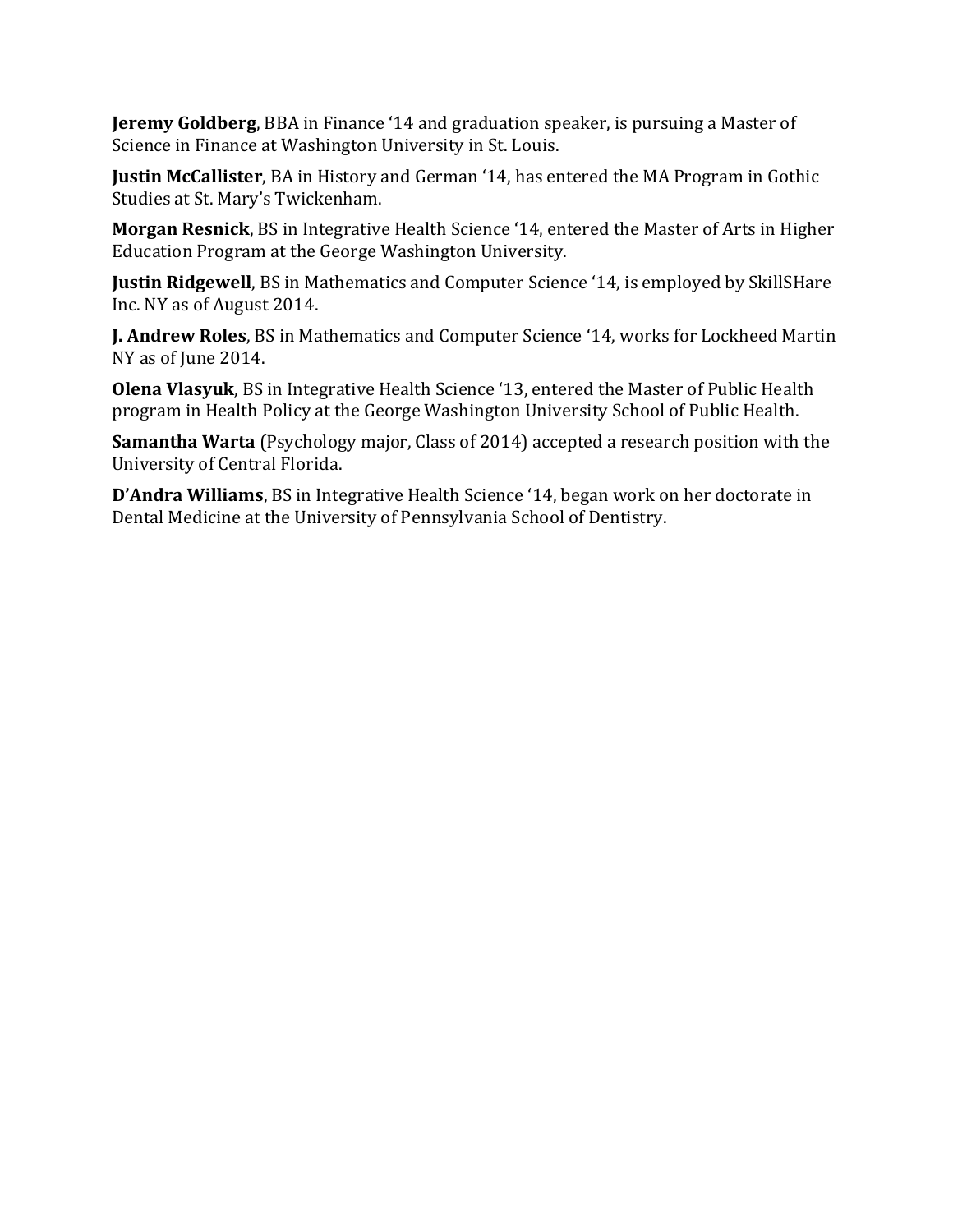**Jeremy Goldberg**, BBA in Finance '14 and graduation speaker, is pursuing a Master of Science in Finance at Washington University in St. Louis.

**Justin McCallister**, BA in History and German '14, has entered the MA Program in Gothic Studies at St. Mary's Twickenham.

**Morgan Resnick**, BS in Integrative Health Science '14, entered the Master of Arts in Higher Education Program at the George Washington University.

**Justin Ridgewell**, BS in Mathematics and Computer Science '14, is employed by SkillSHare Inc. NY as of August 2014.

**J. Andrew Roles**, BS in Mathematics and Computer Science '14, works for Lockheed Martin NY as of June 2014.

**Olena Vlasyuk**, BS in Integrative Health Science '13, entered the Master of Public Health program in Health Policy at the George Washington University School of Public Health.

**Samantha Warta** (Psychology major, Class of 2014) accepted a research position with the University of Central Florida.

**D'Andra Williams**, BS in Integrative Health Science '14, began work on her doctorate in Dental Medicine at the University of Pennsylvania School of Dentistry.